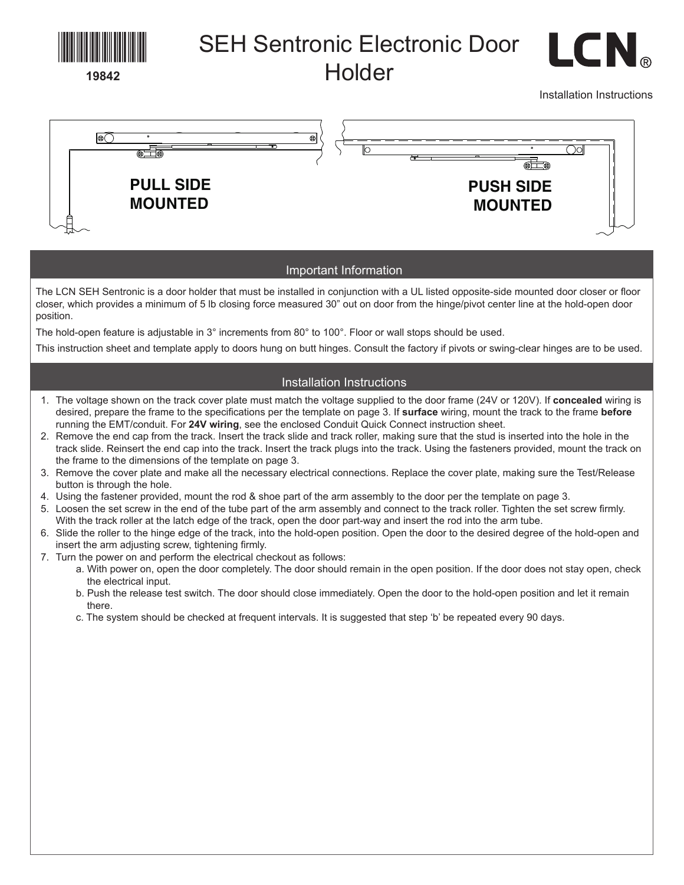19842

# SEH Sentronic Electronic Door Holder

LCN®

Installation Instructions

PULL SIDE MOUNTED

PUSH SIDE MOUNTED

## Important Information

The LCN SEH Sentronic is a door holder that must be installed in conjunction with a UL listed opposite-side mounted door closer or floor closer, which provides a minimum of 5 lb closing force measured 30" out on door from the hinge/pivot center line at the hold-open door position.

The hold-open feature is adjustable in 3° increments from 80° to 100°. Floor or wall stops should be used.

This instruction sheet and template apply to doors hung on butt hinges. Consult the factory if pivots or swing-clear hinges are to be used.

## Installation Instructions

1. The voltage shown on the track cover plate must match the voltage supplied to the door frame (24V or 120V). If **concealed** wiring is desired, prepare the frame to the specifications per the template on page 3. If **surface** wiring, mount the track to the frame **before** running the EMT/conduit. For **24V wiring**, see the enclosed Conduit Quick Connect instruction sheet.
2. Remove the end cap from the track. Insert the track slide and track roller, making sure that the stud is inserted into the hole in the track slide. Reinsert the end cap into the track. Insert the track plugs into the track. Using the fasteners provided, mount the track on the frame to the dimensions of the template on page 3.
3. Remove the cover plate and make all the necessary electrical connections. Replace the cover plate, making sure the Test/Release button is through the hole.
4. Using the fastener provided, mount the rod & shoe part of the arm assembly to the door per the template on page 3.
5. Loosen the set screw in the end of the tube part of the arm assembly and connect to the track roller. Tighten the set screw firmly. With the track roller at the latch edge of the track, open the door part-way and insert the rod into the arm tube.
6. Slide the roller to the hinge edge of the track, into the hold-open position. Open the door to the desired degree of the hold-open and insert the arm adjusting screw, tightening firmly.
7. Turn the power on and perform the electrical checkout as follows:
   a. With power on, open the door completely. The door should remain in the open position. If the door does not stay open, check the electrical input.
   b. Push the release test switch. The door should close immediately. Open the door to the hold-open position and let it remain there.
   c. The system should be checked at frequent intervals. It is suggested that step 'b' be repeated every 90 days.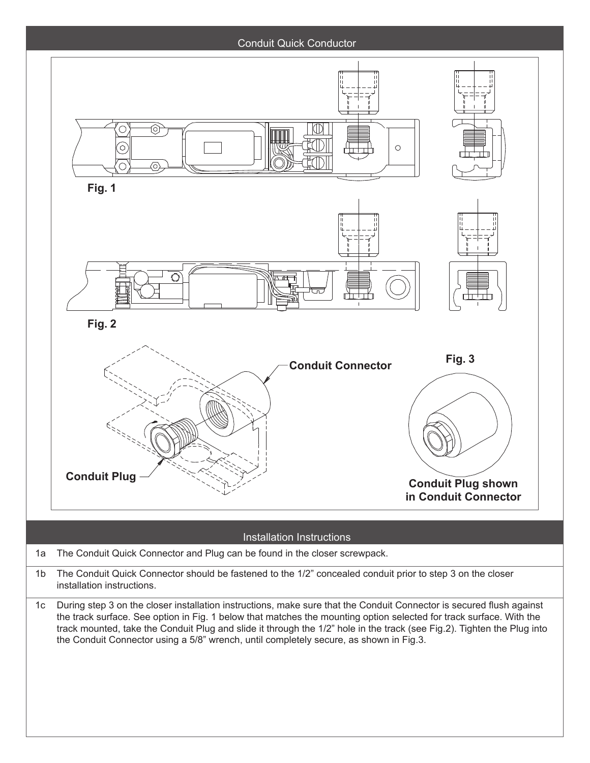## Conduit Quick Conductor

Fig. 1

Fig. 2

Conduit Connector

Fig. 3

Conduit Plug

Conduit Plug shown in Conduit Connector

## Installation Instructions

| | |
|---|---|
| 1a | The Conduit Quick Connector and Plug can be found in the closer screwpack. |
| 1b | The Conduit Quick Connector should be fastened to the 1/2" concealed conduit prior to step 3 on the closer installation instructions. |
| 1c | During step 3 on the closer installation instructions, make sure that the Conduit Connector is secured flush against the track surface. See option in Fig. 1 below that matches the mounting option selected for track surface. With the track mounted, take the Conduit Plug and slide it through the 1/2" hole in the track (see Fig.2). Tighten the Plug into the Conduit Connector using a 5/8" wrench, until completely secure, as shown in Fig.3. |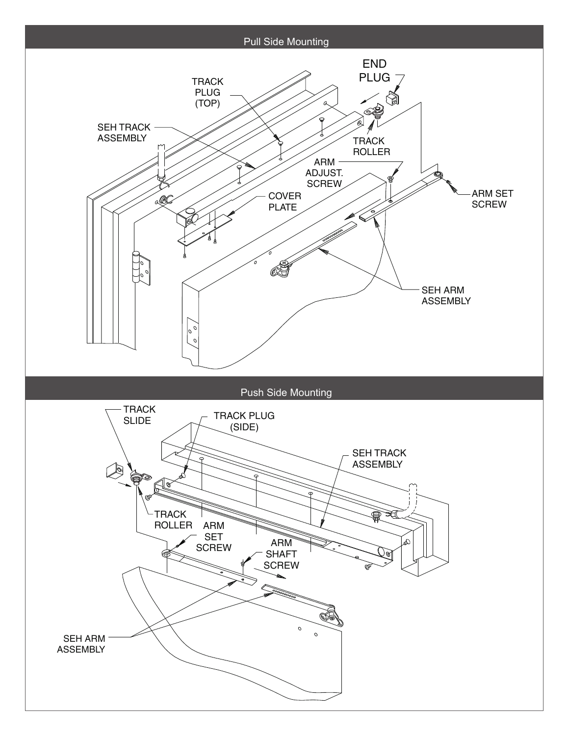## Pull Side Mounting

END PLUG

TRACK PLUG (TOP)

SEH TRACK ASSEMBLY

TRACK ROLLER

ARM ADJUST. SCREW

ARM SET SCREW

COVER PLATE

SEH ARM ASSEMBLY

## Push Side Mounting

TRACK SLIDE

TRACK PLUG (SIDE)

SEH TRACK ASSEMBLY

TRACK ROLLER

ARM SET SCREW

ARM SHAFT SCREW

SEH ARM ASSEMBLY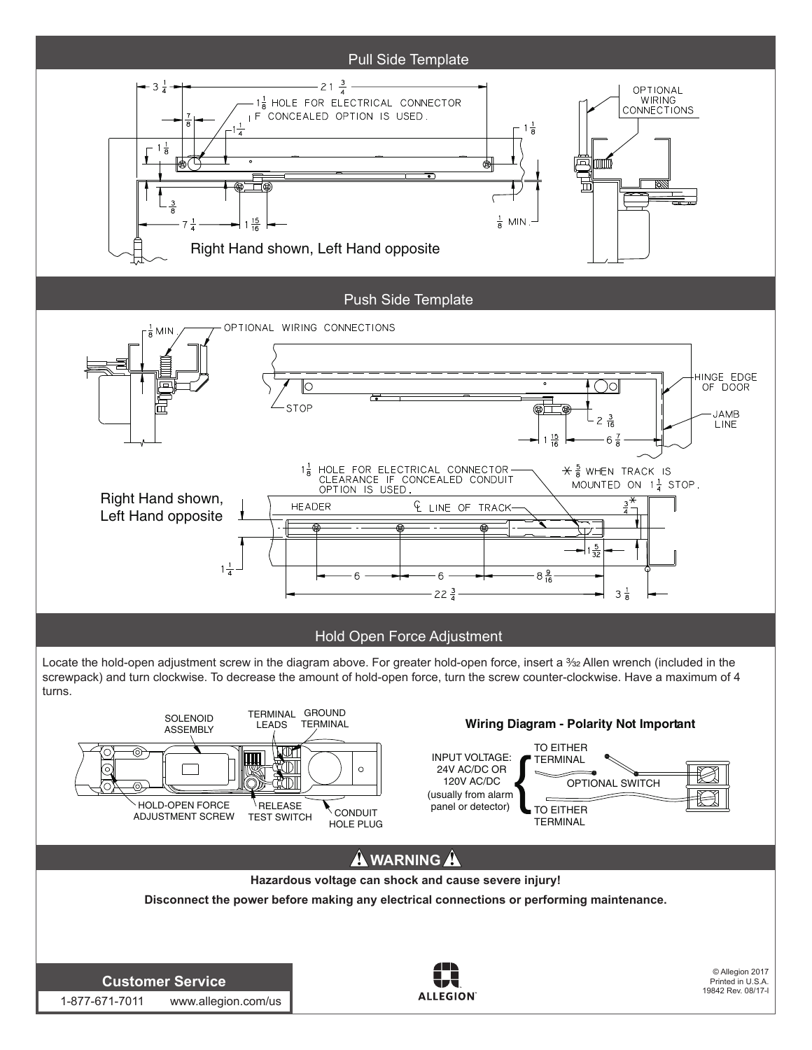## Pull Side Template

3 1/4

21 3/4

1 1/8 HOLE FOR ELECTRICAL CONNECTOR IF CONCEALED OPTION IS USED.

7/8

1 1/4

1 1/8

1 1/8

3/8

7 1/4

1 15/16

1/8 MIN.

OPTIONAL WIRING CONNECTIONS

Right Hand shown, Left Hand opposite

## Push Side Template

1/8 MIN

OPTIONAL WIRING CONNECTIONS

STOP

HINGE EDGE OF DOOR

JAMB LINE

2 3/16

1 15/16

6 7/8

1 1/8 HOLE FOR ELECTRICAL CONNECTOR CLEARANCE IF CONCEALED CONDUIT OPTION IS USED.

* 5/8 WHEN TRACK IS MOUNTED ON 1 1/4 STOP.

Right Hand shown, Left Hand opposite

HEADER

℄ LINE OF TRACK

3/4 *

1 5/32

1 1/4

6

6

8 9/16

22 3/4

3 1/8

## Hold Open Force Adjustment

Locate the hold-open adjustment screw in the diagram above. For greater hold-open force, insert a 3/32 Allen wrench (included in the screwpack) and turn clockwise. To decrease the amount of hold-open force, turn the screw counter-clockwise. Have a maximum of 4 turns.

SOLENOID ASSEMBLY

TERMINAL LEADS

GROUND TERMINAL

HOLD-OPEN FORCE ADJUSTMENT SCREW

RELEASE TEST SWITCH

CONDUIT HOLE PLUG

**Wiring Diagram - Polarity Not Important**

INPUT VOLTAGE: 24V AC/DC OR 120V AC/DC (usually from alarm panel or detector)

TO EITHER TERMINAL

OPTIONAL SWITCH

TO EITHER TERMINAL

## ⚠ WARNING ⚠

**Hazardous voltage can shock and cause severe injury!**

**Disconnect the power before making any electrical connections or performing maintenance.**

**Customer Service**

1-877-671-7011 www.allegion.com/us

ALLEGION

© Allegion 2017
Printed in U.S.A.
19842 Rev. 08/17-I